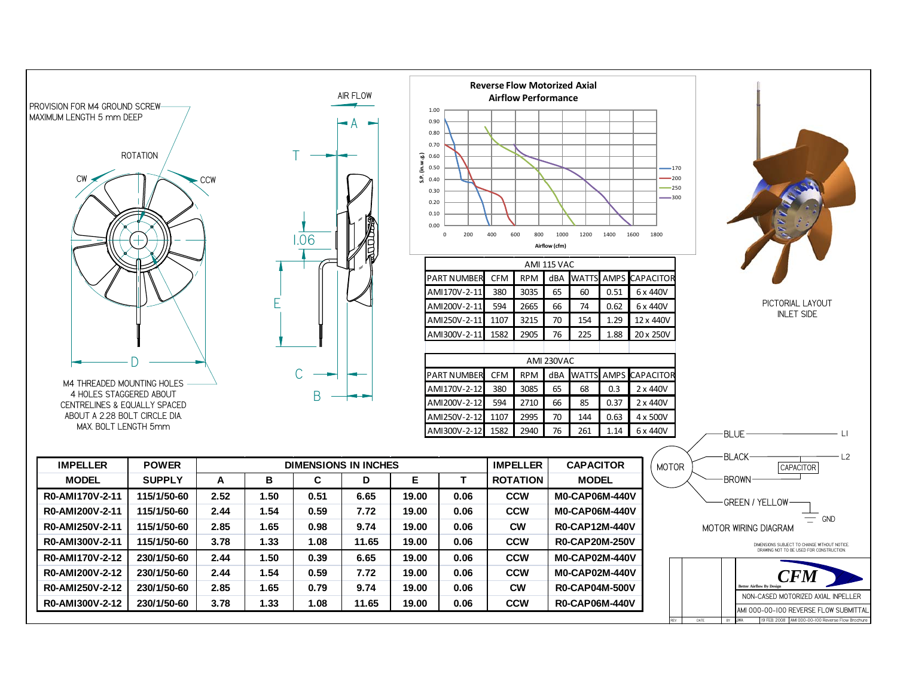PROVISION FOR M4 GROUND SCREW MAXIMUM LENGTH 5 mm DEEP

ROTATION

CW CCW

AIR FLOW

A

T

1.06

E

C

B

D

M4 THREADED MOUNTING HOLES 4 HOLES STAGGERED ABOUT CENTRELINES & EQUALLY SPACED ABOUT A 2.28 BOLT CIRCLE DIA. MAX. BOLT LENGTH 5mm

## Reverse Flow Motorized Axial Airflow Performance

S.P. (in.w.g.) vs Airflow (cfm) — curves: 170, 200, 250, 300

| AMI 115 VAC | | | | | | |
|---|---|---|---|---|---|---|
| PART NUMBER | CFM | RPM | dBA | WATTS | AMPS | CAPACITOR |
| AMI170V-2-11 | 380 | 3035 | 65 | 60 | 0.51 | 6 x 440V |
| AMI200V-2-11 | 594 | 2665 | 66 | 74 | 0.62 | 6 x 440V |
| AMI250V-2-11 | 1107 | 3215 | 70 | 154 | 1.29 | 12 x 440V |
| AMI300V-2-11 | 1582 | 2905 | 76 | 225 | 1.88 | 20 x 250V |

| AMI 230VAC | | | | | | |
|---|---|---|---|---|---|---|
| PART NUMBER | CFM | RPM | dBA | WATTS | AMPS | CAPACITOR |
| AMI170V-2-12 | 380 | 3085 | 65 | 68 | 0.3 | 2 x 440V |
| AMI200V-2-12 | 594 | 2710 | 66 | 85 | 0.37 | 2 x 440V |
| AMI250V-2-12 | 1107 | 2995 | 70 | 144 | 0.63 | 4 x 500V |
| AMI300V-2-12 | 1582 | 2940 | 76 | 261 | 1.14 | 6 x 440V |

PICTORIAL LAYOUT INLET SIDE

| IMPELLER | POWER | DIMENSIONS IN INCHES | | | | | | IMPELLER | CAPACITOR |
|---|---|---|---|---|---|---|---|---|---|
| MODEL | SUPPLY | A | B | C | D | E | T | ROTATION | MODEL |
| R0-AMI170V-2-11 | 115/1/50-60 | 2.52 | 1.50 | 0.51 | 6.65 | 19.00 | 0.06 | CCW | M0-CAP06M-440V |
| R0-AMI200V-2-11 | 115/1/50-60 | 2.44 | 1.54 | 0.59 | 7.72 | 19.00 | 0.06 | CCW | M0-CAP06M-440V |
| R0-AMI250V-2-11 | 115/1/50-60 | 2.85 | 1.65 | 0.98 | 9.74 | 19.00 | 0.06 | CW | R0-CAP12M-440V |
| R0-AMI300V-2-11 | 115/1/50-60 | 3.78 | 1.33 | 1.08 | 11.65 | 19.00 | 0.06 | CCW | R0-CAP20M-250V |
| R0-AMI170V-2-12 | 230/1/50-60 | 2.44 | 1.50 | 0.39 | 6.65 | 19.00 | 0.06 | CCW | M0-CAP02M-440V |
| R0-AMI200V-2-12 | 230/1/50-60 | 2.44 | 1.54 | 0.59 | 7.72 | 19.00 | 0.06 | CCW | M0-CAP02M-440V |
| R0-AMI250V-2-12 | 230/1/50-60 | 2.85 | 1.65 | 0.79 | 9.74 | 19.00 | 0.06 | CW | R0-CAP04M-500V |
| R0-AMI300V-2-12 | 230/1/50-60 | 3.78 | 1.33 | 1.08 | 11.65 | 19.00 | 0.06 | CCW | R0-CAP06M-440V |

MOTOR — BLUE — L1; BLACK — L2; CAPACITOR; BROWN; GREEN / YELLOW — GND

MOTOR WIRING DIAGRAM

DIMENSIONS SUBJECT TO CHANGE WITHOUT NOTICE. DRAWING NOT TO BE USED FOR CONSTRUCTION.

CFM — Better Airflow By Design

NON-CASED MOTORIZED AXIAL INPELLER

AMI 000-00-100 REVERSE FLOW SUBMITTAL

REV | DATE | BY | JWA | 19 FEB 2008 | AMI 000-00-100 Reverse Flow Brochure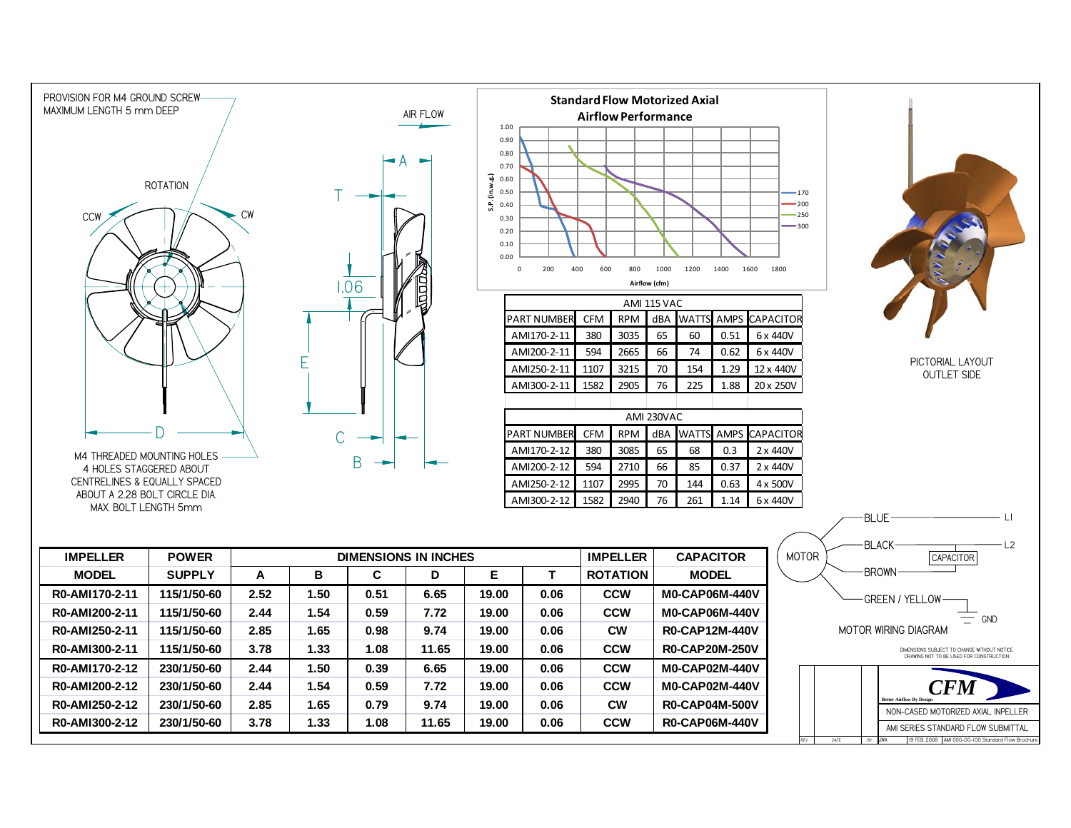PROVISION FOR M4 GROUND SCREW
MAXIMUM LENGTH 5 mm DEEP

ROTATION

CCW

CW

D

M4 THREADED MOUNTING HOLES
4 HOLES STAGGERED ABOUT
CENTRELINES & EQUALLY SPACED
ABOUT A 2.28 BOLT CIRCLE DIA.
MAX. BOLT LENGTH 5mm

AIR FLOW

A

T

1.06

E

C

B

**Standard Flow Motorized Axial**
**Airflow Performance**

S.P. (in.w.g.)

1.00
0.90
0.80
0.70
0.60
0.50
0.40
0.30
0.20
0.10
0.00

0 200 400 600 800 1000 1200 1400 1600 1800

Airflow (cfm)

170
200
250
300

PICTORIAL LAYOUT
OUTLET SIDE

| AMI 115 VAC | | | | | | |
|---|---|---|---|---|---|---|
| PART NUMBER | CFM | RPM | dBA | WATTS | AMPS | CAPACITOR |
| AMI170-2-11 | 380 | 3035 | 65 | 60 | 0.51 | 6 x 440V |
| AMI200-2-11 | 594 | 2665 | 66 | 74 | 0.62 | 6 x 440V |
| AMI250-2-11 | 1107 | 3215 | 70 | 154 | 1.29 | 12 x 440V |
| AMI300-2-11 | 1582 | 2905 | 76 | 225 | 1.88 | 20 x 250V |

| AMI 230VAC | | | | | | |
|---|---|---|---|---|---|---|
| PART NUMBER | CFM | RPM | dBA | WATTS | AMPS | CAPACITOR |
| AMI170-2-12 | 380 | 3085 | 65 | 68 | 0.3 | 2 x 440V |
| AMI200-2-12 | 594 | 2710 | 66 | 85 | 0.37 | 2 x 440V |
| AMI250-2-12 | 1107 | 2995 | 70 | 144 | 0.63 | 4 x 500V |
| AMI300-2-12 | 1582 | 2940 | 76 | 261 | 1.14 | 6 x 440V |

| IMPELLER | POWER | DIMENSIONS IN INCHES | | | | | | IMPELLER | CAPACITOR |
|---|---|---|---|---|---|---|---|---|---|
| MODEL | SUPPLY | A | B | C | D | E | T | ROTATION | MODEL |
| R0-AMI170-2-11 | 115/1/50-60 | 2.52 | 1.50 | 0.51 | 6.65 | 19.00 | 0.06 | CCW | M0-CAP06M-440V |
| R0-AMI200-2-11 | 115/1/50-60 | 2.44 | 1.54 | 0.59 | 7.72 | 19.00 | 0.06 | CCW | M0-CAP06M-440V |
| R0-AMI250-2-11 | 115/1/50-60 | 2.85 | 1.65 | 0.98 | 9.74 | 19.00 | 0.06 | CW | R0-CAP12M-440V |
| R0-AMI300-2-11 | 115/1/50-60 | 3.78 | 1.33 | 1.08 | 11.65 | 19.00 | 0.06 | CCW | R0-CAP20M-250V |
| R0-AMI170-2-12 | 230/1/50-60 | 2.44 | 1.50 | 0.39 | 6.65 | 19.00 | 0.06 | CCW | M0-CAP02M-440V |
| R0-AMI200-2-12 | 230/1/50-60 | 2.44 | 1.54 | 0.59 | 7.72 | 19.00 | 0.06 | CCW | M0-CAP02M-440V |
| R0-AMI250-2-12 | 230/1/50-60 | 2.85 | 1.65 | 0.79 | 9.74 | 19.00 | 0.06 | CW | R0-CAP04M-500V |
| R0-AMI300-2-12 | 230/1/50-60 | 3.78 | 1.33 | 1.08 | 11.65 | 19.00 | 0.06 | CCW | R0-CAP06M-440V |

MOTOR

BLUE — L1
BLACK — L2
CAPACITOR
BROWN
GREEN / YELLOW — GND

MOTOR WIRING DIAGRAM

DIMENSIONS SUBJECT TO CHANGE WITHOUT NOTICE.
DRAWING NOT TO BE USED FOR CONSTRUCTION.

CFM
Better Airflow By Design

NON-CASED MOTORIZED AXIAL INPELLER

AMI SERIES STANDARD FLOW SUBMITTAL

REV | DATE | BY | JWA | 19 FEB 2008 | AMI 000-00-100 Standard Flow Brochure